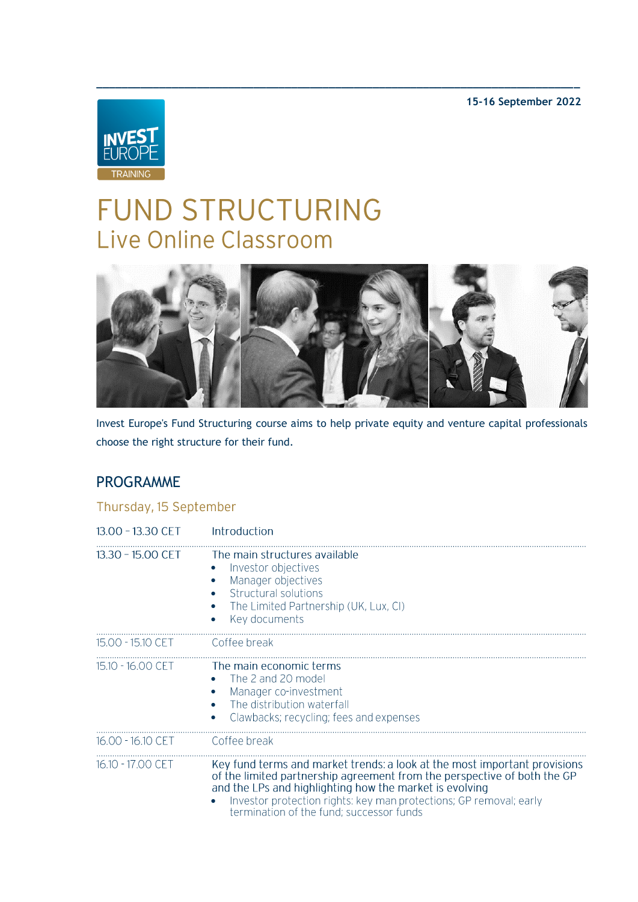15-16 September 2022

INVEST EUROPE TRAINING

# FUND STRUCTURING
## Live Online Classroom

Invest Europe's Fund Structuring course aims to help private equity and venture capital professionals choose the right structure for their fund.

## PROGRAMME

### Thursday, 15 September

| | |
|---|---|
| 13.00 – 13.30 CET | Introduction |
| 13.30 – 15.00 CET | The main structures available<br>• Investor objectives<br>• Manager objectives<br>• Structural solutions<br>• The Limited Partnership (UK, Lux, CI)<br>• Key documents |
| 15.00 - 15.10 CET | Coffee break |
| 15.10 - 16.00 CET | The main economic terms<br>• The 2 and 20 model<br>• Manager co-investment<br>• The distribution waterfall<br>• Clawbacks; recycling; fees and expenses |
| 16.00 - 16.10 CET | Coffee break |
| 16.10 - 17.00 CET | Key fund terms and market trends: a look at the most important provisions of the limited partnership agreement from the perspective of both the GP and the LPs and highlighting how the market is evolving<br>• Investor protection rights: key man protections; GP removal; early termination of the fund; successor funds |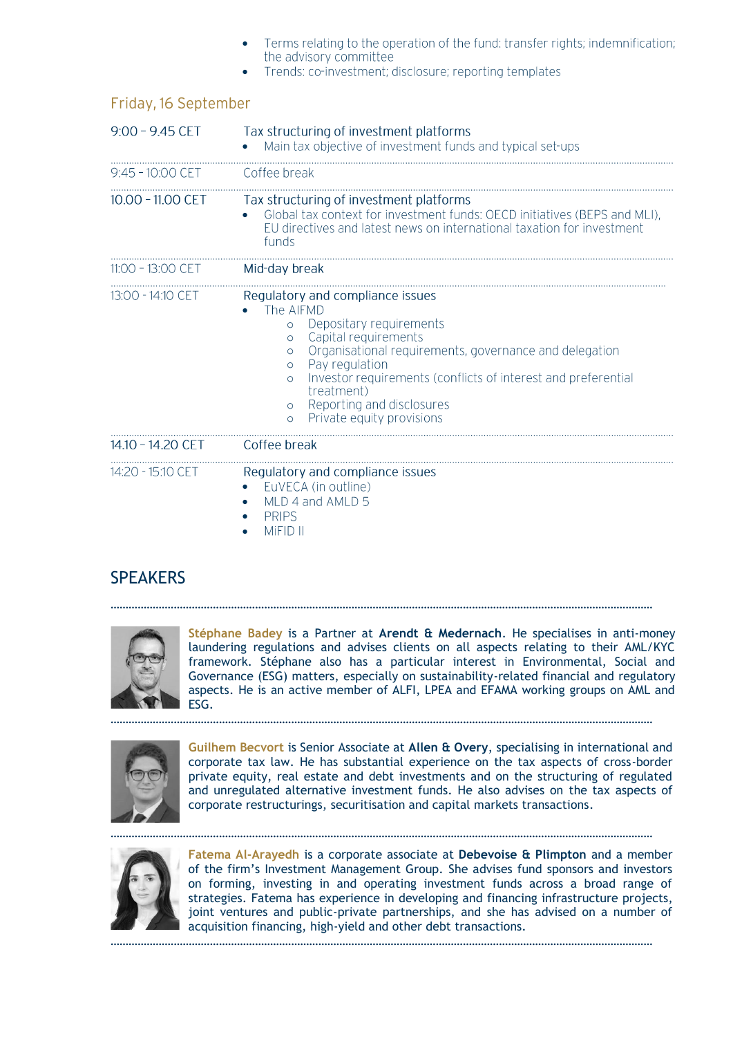- Terms relating to the operation of the fund: transfer rights; indemnification; the advisory committee
- Trends: co-investment; disclosure; reporting templates

## Friday, 16 September

| Time | Session |
|---|---|
| 9:00 – 9.45 CET | Tax structuring of investment platforms<br>• Main tax objective of investment funds and typical set-ups |
| 9:45 - 10:00 CET | Coffee break |
| 10.00 – 11.00 CET | Tax structuring of investment platforms<br>• Global tax context for investment funds: OECD initiatives (BEPS and MLI), EU directives and latest news on international taxation for investment funds |
| 11:00 – 13:00 CET | Mid-day break |
| 13:00 - 14:10 CET | Regulatory and compliance issues<br>• The AIFMD<br>o Depositary requirements<br>o Capital requirements<br>o Organisational requirements, governance and delegation<br>o Pay regulation<br>o Investor requirements (conflicts of interest and preferential treatment)<br>o Reporting and disclosures<br>o Private equity provisions |
| 14.10 – 14.20 CET | Coffee break |
| 14:20 - 15:10 CET | Regulatory and compliance issues<br>• EuVECA (in outline)<br>• MLD 4 and AMLD 5<br>• PRIPS<br>• MiFID II |

## SPEAKERS

**Stéphane Badey** is a Partner at **Arendt & Medernach**. He specialises in anti-money laundering regulations and advises clients on all aspects relating to their AML/KYC framework. Stéphane also has a particular interest in Environmental, Social and Governance (ESG) matters, especially on sustainability-related financial and regulatory aspects. He is an active member of ALFI, LPEA and EFAMA working groups on AML and ESG.

**Guilhem Becvort** is Senior Associate at **Allen & Overy**, specialising in international and corporate tax law. He has substantial experience on the tax aspects of cross-border private equity, real estate and debt investments and on the structuring of regulated and unregulated alternative investment funds. He also advises on the tax aspects of corporate restructurings, securitisation and capital markets transactions.

**Fatema Al-Arayedh** is a corporate associate at **Debevoise & Plimpton** and a member of the firm's Investment Management Group. She advises fund sponsors and investors on forming, investing in and operating investment funds across a broad range of strategies. Fatema has experience in developing and financing infrastructure projects, joint ventures and public-private partnerships, and she has advised on a number of acquisition financing, high-yield and other debt transactions.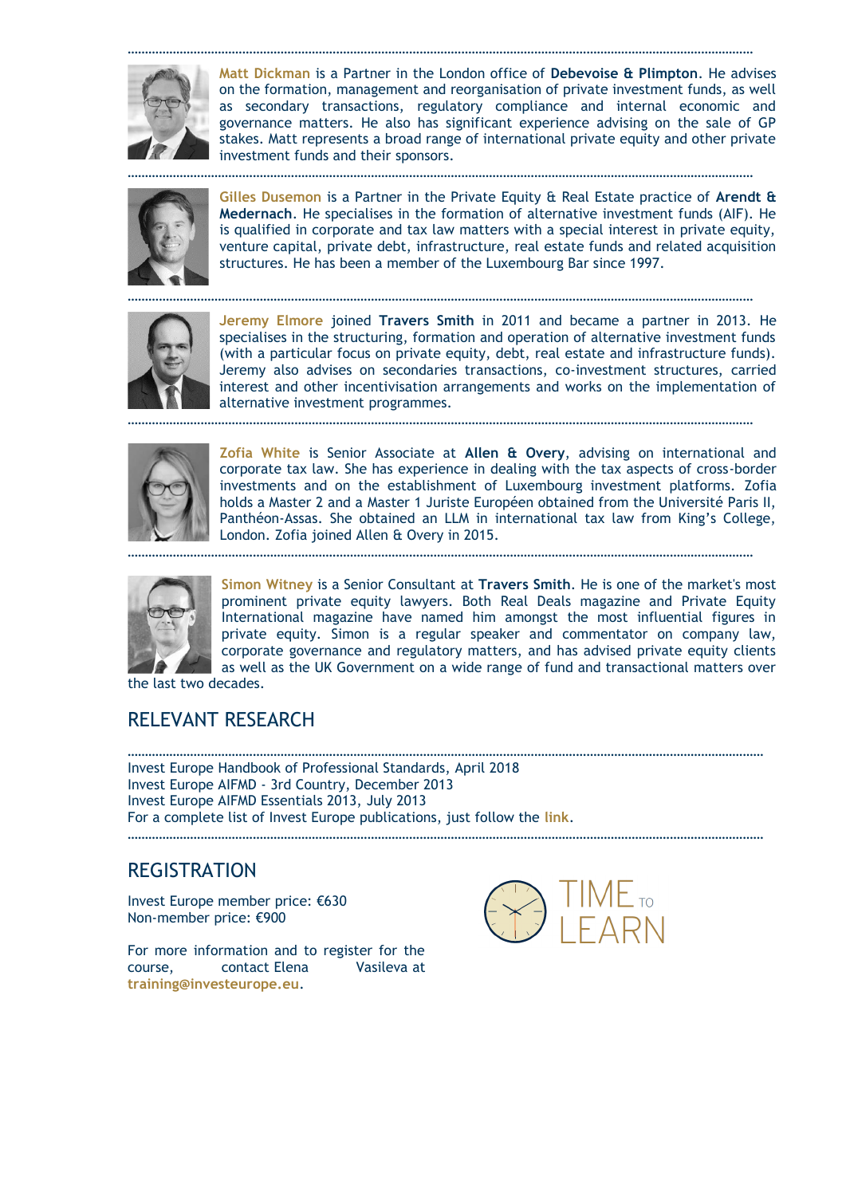**Matt Dickman** is a Partner in the London office of **Debevoise & Plimpton**. He advises on the formation, management and reorganisation of private investment funds, as well as secondary transactions, regulatory compliance and internal economic and governance matters. He also has significant experience advising on the sale of GP stakes. Matt represents a broad range of international private equity and other private investment funds and their sponsors.

**Gilles Dusemon** is a Partner in the Private Equity & Real Estate practice of **Arendt & Medernach**. He specialises in the formation of alternative investment funds (AIF). He is qualified in corporate and tax law matters with a special interest in private equity, venture capital, private debt, infrastructure, real estate funds and related acquisition structures. He has been a member of the Luxembourg Bar since 1997.

**Jeremy Elmore** joined **Travers Smith** in 2011 and became a partner in 2013. He specialises in the structuring, formation and operation of alternative investment funds (with a particular focus on private equity, debt, real estate and infrastructure funds). Jeremy also advises on secondaries transactions, co-investment structures, carried interest and other incentivisation arrangements and works on the implementation of alternative investment programmes.

**Zofia White** is Senior Associate at **Allen & Overy**, advising on international and corporate tax law. She has experience in dealing with the tax aspects of cross-border investments and on the establishment of Luxembourg investment platforms. Zofia holds a Master 2 and a Master 1 Juriste Européen obtained from the Université Paris II, Panthéon-Assas. She obtained an LLM in international tax law from King's College, London. Zofia joined Allen & Overy in 2015.

**Simon Witney** is a Senior Consultant at **Travers Smith**. He is one of the market's most prominent private equity lawyers. Both Real Deals magazine and Private Equity International magazine have named him amongst the most influential figures in private equity. Simon is a regular speaker and commentator on company law, corporate governance and regulatory matters, and has advised private equity clients as well as the UK Government on a wide range of fund and transactional matters over the last two decades.

## RELEVANT RESEARCH

Invest Europe Handbook of Professional Standards, April 2018
Invest Europe AIFMD - 3rd Country, December 2013
Invest Europe AIFMD Essentials 2013, July 2013
For a complete list of Invest Europe publications, just follow the **link**.

## REGISTRATION

Invest Europe member price: €630
Non-member price: €900

For more information and to register for the course, contact Elena Vasileva at **training@investeurope.eu**.

TIME TO LEARN